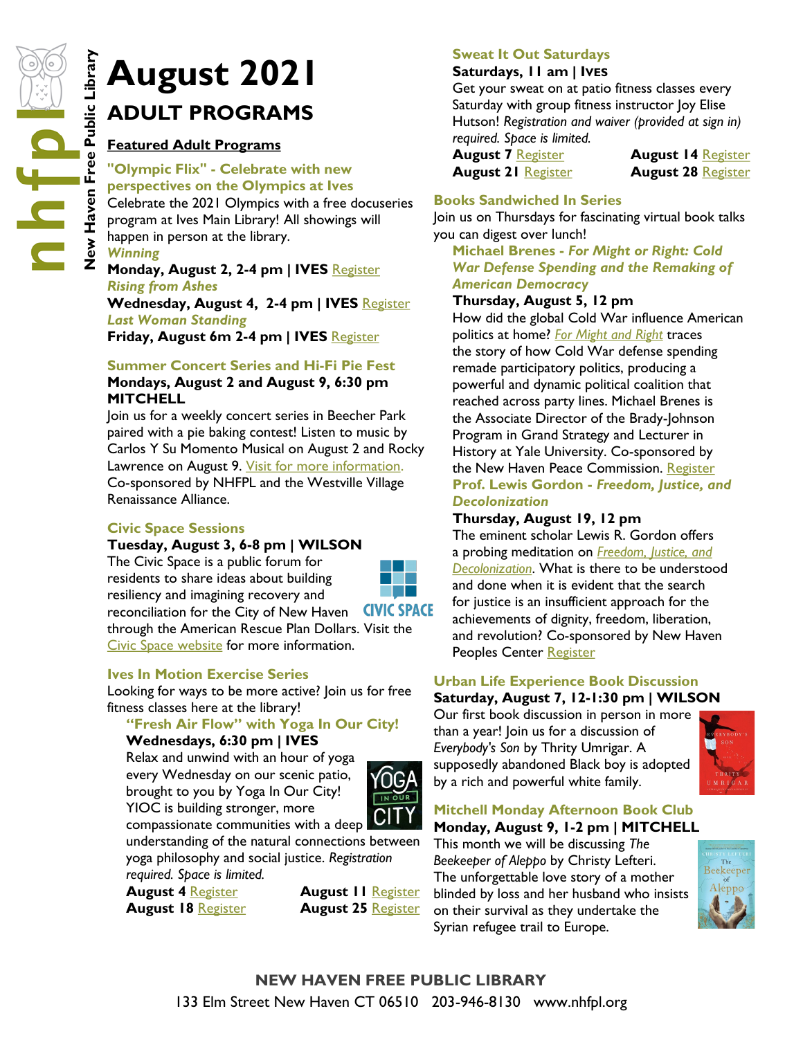# August 2021

## ADULT PROGRAMS

**Featured Adult Programs**

### "Olympic Flix" - Celebrate with new perspectives on the Olympics at Ives

Celebrate the 2021 Olympics with a free docuseries program at Ives Main Library! All showings will happen in person at the library.

*Winning*
**Monday, August 2, 2-4 pm | IVES** Register

*Rising from Ashes*
**Wednesday, August 4, 2-4 pm | IVES** Register

*Last Woman Standing*
**Friday, August 6m 2-4 pm | IVES** Register

### Summer Concert Series and Hi-Fi Pie Fest

**Mondays, August 2 and August 9, 6:30 pm MITCHELL**

Join us for a weekly concert series in Beecher Park paired with a pie baking contest! Listen to music by Carlos Y Su Momento Musical on August 2 and Rocky Lawrence on August 9. Visit for more information. Co-sponsored by NHFPL and the Westville Village Renaissance Alliance.

### Civic Space Sessions

**Tuesday, August 3, 6-8 pm | WILSON**

The Civic Space is a public forum for residents to share ideas about building resiliency and imagining recovery and reconciliation for the City of New Haven through the American Rescue Plan Dollars. Visit the Civic Space website for more information.

### Ives In Motion Exercise Series

Looking for ways to be more active? Join us for free fitness classes here at the library!

#### "Fresh Air Flow" with Yoga In Our City!

**Wednesdays, 6:30 pm | IVES**

Relax and unwind with an hour of yoga every Wednesday on our scenic patio, brought to you by Yoga In Our City! YIOC is building stronger, more compassionate communities with a deep understanding of the natural connections between yoga philosophy and social justice. *Registration required. Space is limited.*

**August 4** Register
**August 11** Register
**August 18** Register
**August 25** Register

### Sweat It Out Saturdays

**Saturdays, 11 am | IVES**

Get your sweat on at patio fitness classes every Saturday with group fitness instructor Joy Elise Hutson! *Registration and waiver (provided at sign in) required. Space is limited.*

**August 7** Register
**August 14** Register
**August 21** Register
**August 28** Register

### Books Sandwiched In Series

Join us on Thursdays for fascinating virtual book talks you can digest over lunch!

#### Michael Brenes - *For Might or Right: Cold War Defense Spending and the Remaking of American Democracy*

**Thursday, August 5, 12 pm**

How did the global Cold War influence American politics at home? *For Might and Right* traces the story of how Cold War defense spending remade participatory politics, producing a powerful and dynamic political coalition that reached across party lines. Michael Brenes is the Associate Director of the Brady-Johnson Program in Grand Strategy and Lecturer in History at Yale University. Co-sponsored by the New Haven Peace Commission. Register

#### Prof. Lewis Gordon - *Freedom, Justice, and Decolonization*

**Thursday, August 19, 12 pm**

The eminent scholar Lewis R. Gordon offers a probing meditation on *Freedom, Justice, and Decolonization*. What is there to be understood and done when it is evident that the search for justice is an insufficient approach for the achievements of dignity, freedom, liberation, and revolution? Co-sponsored by New Haven Peoples Center Register

### Urban Life Experience Book Discussion

**Saturday, August 7, 12-1:30 pm | WILSON**

Our first book discussion in person in more than a year! Join us for a discussion of *Everybody's Son* by Thrity Umrigar. A supposedly abandoned Black boy is adopted by a rich and powerful white family.

### Mitchell Monday Afternoon Book Club

**Monday, August 9, 1-2 pm | MITCHELL**

This month we will be discussing *The Beekeeper of Aleppo* by Christy Lefteri. The unforgettable love story of a mother blinded by loss and her husband who insists on their survival as they undertake the Syrian refugee trail to Europe.

**NEW HAVEN FREE PUBLIC LIBRARY**
133 Elm Street New Haven CT 06510 203-946-8130 www.nhfpl.org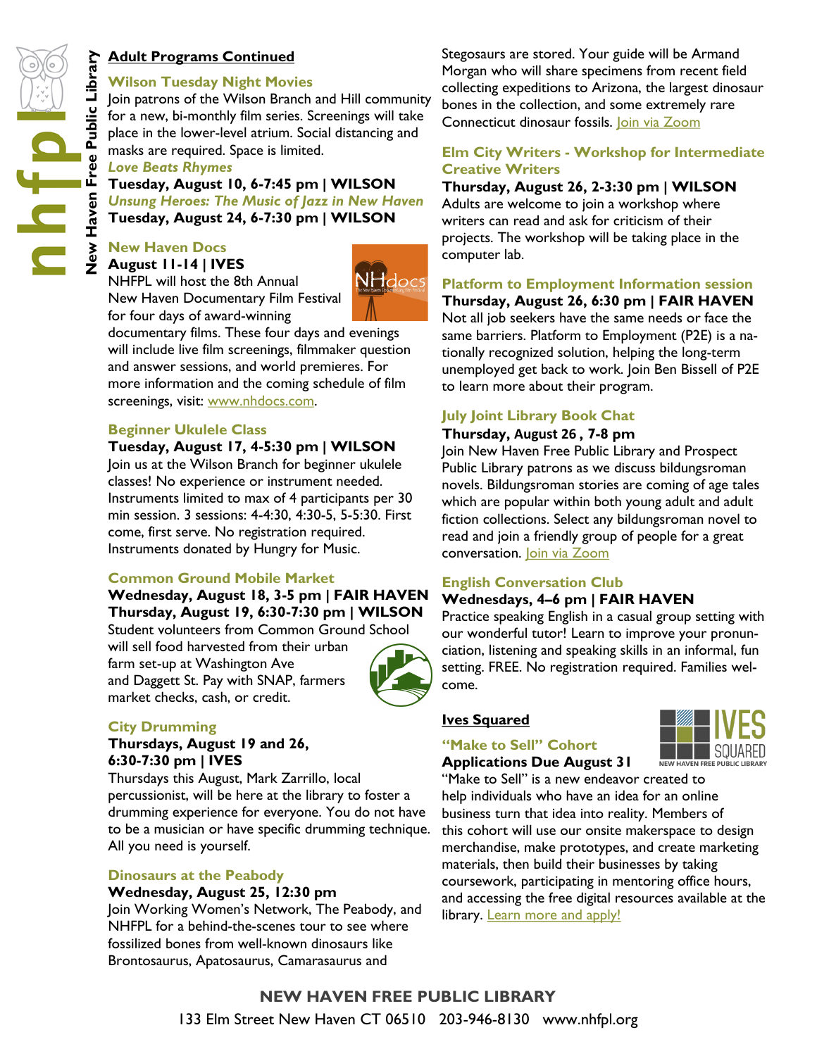## Adult Programs Continued

### Wilson Tuesday Night Movies

Join patrons of the Wilson Branch and Hill community for a new, bi-monthly film series. Screenings will take place in the lower-level atrium. Social distancing and masks are required. Space is limited.

*Love Beats Rhymes*
**Tuesday, August 10, 6-7:45 pm | WILSON**

*Unsung Heroes: The Music of Jazz in New Haven*
**Tuesday, August 24, 6-7:30 pm | WILSON**

### New Haven Docs

**August 11-14 | IVES**

NHFPL will host the 8th Annual New Haven Documentary Film Festival for four days of award-winning documentary films. These four days and evenings will include live film screenings, filmmaker question and answer sessions, and world premieres. For more information and the coming schedule of film screenings, visit: www.nhdocs.com.

### Beginner Ukulele Class

**Tuesday, August 17, 4-5:30 pm | WILSON**

Join us at the Wilson Branch for beginner ukulele classes! No experience or instrument needed. Instruments limited to max of 4 participants per 30 min session. 3 sessions: 4-4:30, 4:30-5, 5-5:30. First come, first serve. No registration required. Instruments donated by Hungry for Music.

### Common Ground Mobile Market

**Wednesday, August 18, 3-5 pm | FAIR HAVEN**
**Thursday, August 19, 6:30-7:30 pm | WILSON**

Student volunteers from Common Ground School will sell food harvested from their urban farm set-up at Washington Ave and Daggett St. Pay with SNAP, farmers market checks, cash, or credit.

### City Drumming

**Thursdays, August 19 and 26, 6:30-7:30 pm | IVES**

Thursdays this August, Mark Zarrillo, local percussionist, will be here at the library to foster a drumming experience for everyone. You do not have to be a musician or have specific drumming technique. All you need is yourself.

### Dinosaurs at the Peabody

**Wednesday, August 25, 12:30 pm**

Join Working Women's Network, The Peabody, and NHFPL for a behind-the-scenes tour to see where fossilized bones from well-known dinosaurs like Brontosaurus, Apatosaurus, Camarasaurus and Stegosaurs are stored. Your guide will be Armand Morgan who will share specimens from recent field collecting expeditions to Arizona, the largest dinosaur bones in the collection, and some extremely rare Connecticut dinosaur fossils. Join via Zoom

### Elm City Writers - Workshop for Intermediate Creative Writers

**Thursday, August 26, 2-3:30 pm | WILSON**

Adults are welcome to join a workshop where writers can read and ask for criticism of their projects. The workshop will be taking place in the computer lab.

### Platform to Employment Information session

**Thursday, August 26, 6:30 pm | FAIR HAVEN**

Not all job seekers have the same needs or face the same barriers. Platform to Employment (P2E) is a nationally recognized solution, helping the long-term unemployed get back to work. Join Ben Bissell of P2E to learn more about their program.

### July Joint Library Book Chat

**Thursday, August 26 , 7-8 pm**

Join New Haven Free Public Library and Prospect Public Library patrons as we discuss bildungsroman novels. Bildungsroman stories are coming of age tales which are popular within both young adult and adult fiction collections. Select any bildungsroman novel to read and join a friendly group of people for a great conversation. Join via Zoom

### English Conversation Club

**Wednesdays, 4–6 pm | FAIR HAVEN**

Practice speaking English in a casual group setting with our wonderful tutor! Learn to improve your pronunciation, listening and speaking skills in an informal, fun setting. FREE. No registration required. Families welcome.

## Ives Squared

### "Make to Sell" Cohort

**Applications Due August 31**

"Make to Sell" is a new endeavor created to help individuals who have an idea for an online business turn that idea into reality. Members of this cohort will use our onsite makerspace to design merchandise, make prototypes, and create marketing materials, then build their businesses by taking coursework, participating in mentoring office hours, and accessing the free digital resources available at the library. Learn more and apply!

**NEW HAVEN FREE PUBLIC LIBRARY**
133 Elm Street New Haven CT 06510 203-946-8130 www.nhfpl.org